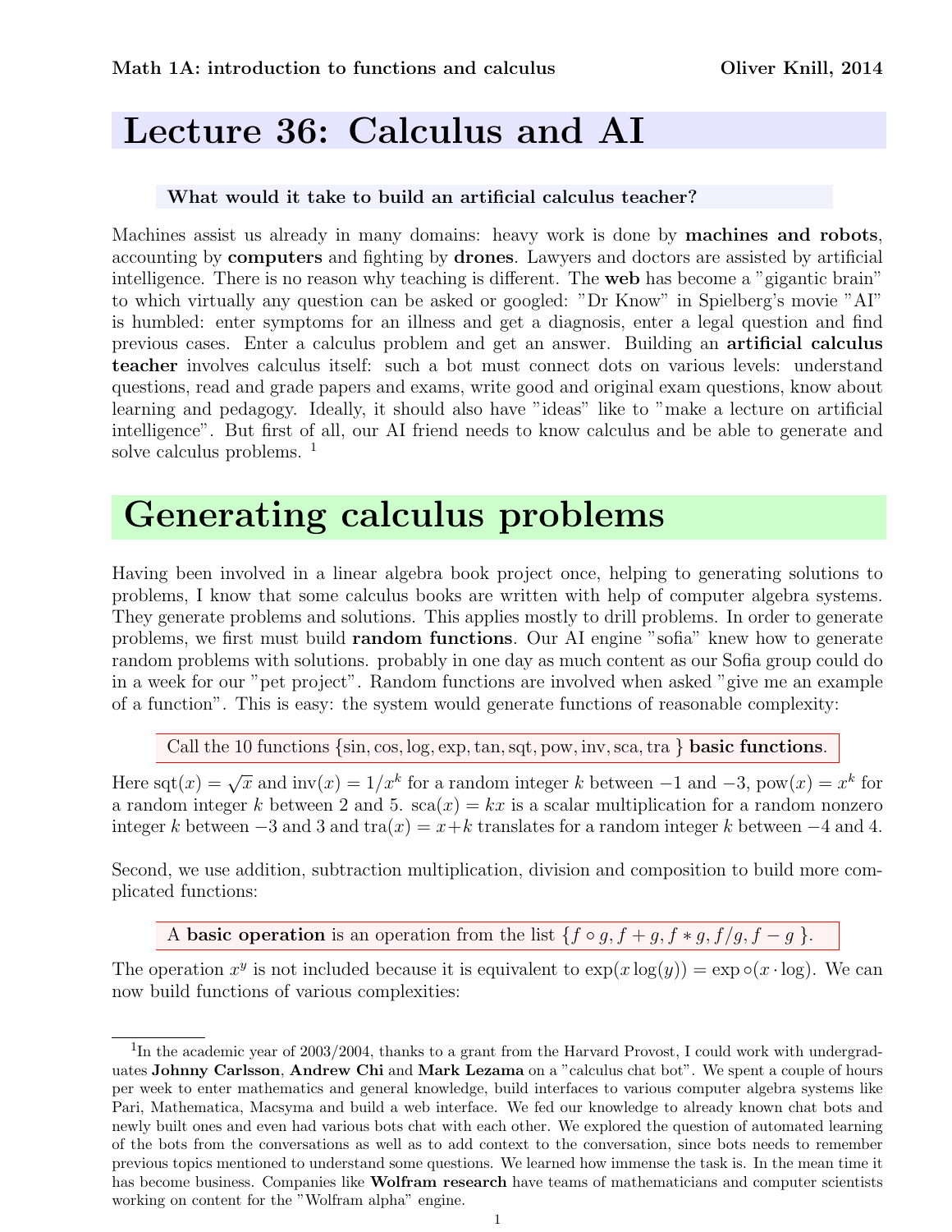Math 1A: introduction to functions and calculus — Oliver Knill, 2014

# Lecture 36: Calculus and AI

**What would it take to build an artificial calculus teacher?**

Machines assist us already in many domains: heavy work is done by **machines and robots**, accounting by **computers** and fighting by **drones**. Lawyers and doctors are assisted by artificial intelligence. There is no reason why teaching is different. The **web** has become a "gigantic brain" to which virtually any question can be asked or googled: "Dr Know" in Spielberg's movie "AI" is humbled: enter symptoms for an illness and get a diagnosis, enter a legal question and find previous cases. Enter a calculus problem and get an answer. Building an **artificial calculus teacher** involves calculus itself: such a bot must connect dots on various levels: understand questions, read and grade papers and exams, write good and original exam questions, know about learning and pedagogy. Ideally, it should also have "ideas" like to "make a lecture on artificial intelligence". But first of all, our AI friend needs to know calculus and be able to generate and solve calculus problems. [1]

# Generating calculus problems

Having been involved in a linear algebra book project once, helping to generating solutions to problems, I know that some calculus books are written with help of computer algebra systems. They generate problems and solutions. This applies mostly to drill problems. In order to generate problems, we first must build **random functions**. Our AI engine "sofia" knew how to generate random problems with solutions. probably in one day as much content as our Sofia group could do in a week for our "pet project". Random functions are involved when asked "give me an example of a function". This is easy: the system would generate functions of reasonable complexity:

Call the 10 functions $\{\sin, \cos, \log, \exp, \tan, \text{sqt}, \text{pow}, \text{inv}, \text{sca}, \text{tra}\}$ **basic functions**.

Here $\text{sqt}(x) = \sqrt{x}$ and $\text{inv}(x) = 1/x^k$ for a random integer $k$ between $-1$ and $-3$, $\text{pow}(x) = x^k$ for a random integer $k$ between 2 and 5. $\text{sca}(x) = kx$ is a scalar multiplication for a random nonzero integer $k$ between $-3$ and 3 and $\text{tra}(x) = x+k$ translates for a random integer $k$ between $-4$ and 4.

Second, we use addition, subtraction multiplication, division and composition to build more complicated functions:

A **basic operation** is an operation from the list $\{f \circ g, f+g, f*g, f/g, f-g\}$.

The operation $x^y$ is not included because it is equivalent to $\exp(x\log(y)) = \exp \circ(x \cdot \log)$. We can now build functions of various complexities:

---

[1] In the academic year of 2003/2004, thanks to a grant from the Harvard Provost, I could work with undergraduates **Johnny Carlsson**, **Andrew Chi** and **Mark Lezama** on a "calculus chat bot". We spent a couple of hours per week to enter mathematics and general knowledge, build interfaces to various computer algebra systems like Pari, Mathematica, Macsyma and build a web interface. We fed our knowledge to already known chat bots and newly built ones and even had various bots chat with each other. We explored the question of automated learning of the bots from the conversations as well as to add context to the conversation, since bots needs to remember previous topics mentioned to understand some questions. We learned how immense the task is. In the mean time it has become business. Companies like **Wolfram research** have teams of mathematicians and computer scientists working on content for the "Wolfram alpha" engine.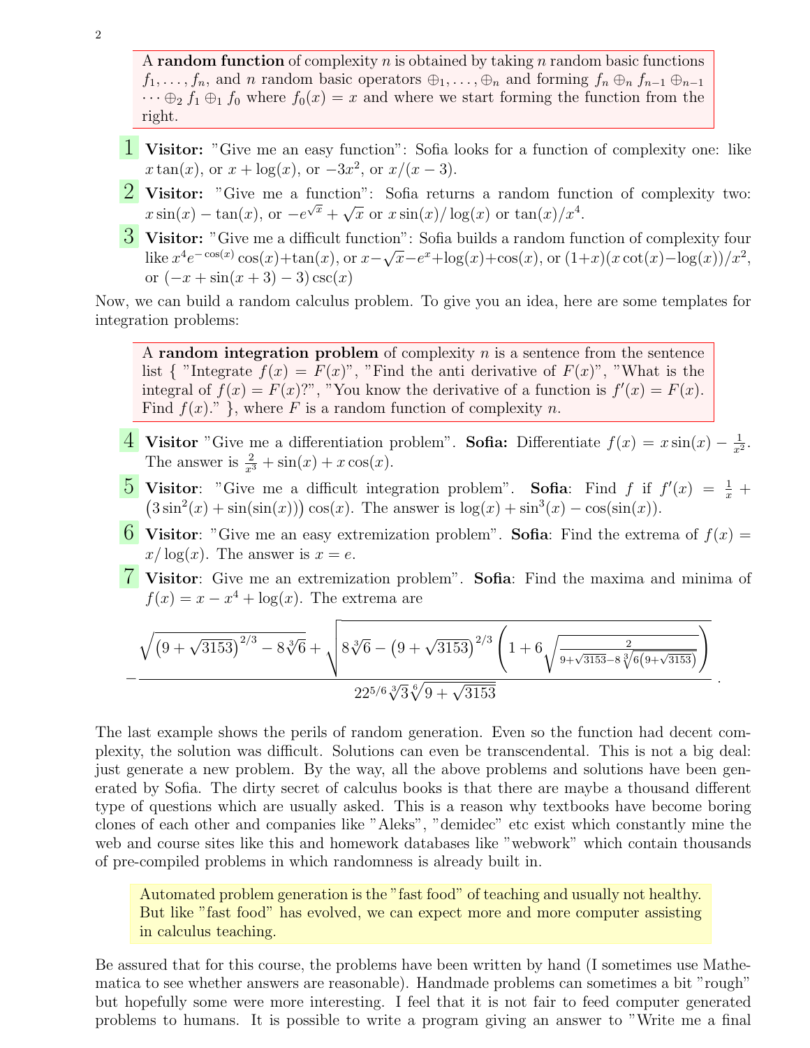> A **random function** of complexity $n$ is obtained by taking $n$ random basic functions $f_1, \dots, f_n$, and $n$ random basic operators $\oplus_1, \dots, \oplus_n$ and forming $f_n \oplus_n f_{n-1} \oplus_{n-1} \cdots \oplus_2 f_1 \oplus_1 f_0$ where $f_0(x) = x$ and where we start forming the function from the right.

1 **Visitor:** "Give me an easy function": Sofia looks for a function of complexity one: like $x\tan(x)$, or $x + \log(x)$, or $-3x^2$, or $x/(x-3)$.

2 **Visitor:** "Give me a function": Sofia returns a random function of complexity two: $x\sin(x) - \tan(x)$, or $-e^{\sqrt{x}} + \sqrt{x}$ or $x\sin(x)/\log(x)$ or $\tan(x)/x^4$.

3 **Visitor:** "Give me a difficult function": Sofia builds a random function of complexity four like $x^4 e^{-\cos(x)}\cos(x) + \tan(x)$, or $x - \sqrt{x} - e^x + \log(x) + \cos(x)$, or $(1+x)(x\cot(x) - \log(x))/x^2$, or $(-x + \sin(x+3) - 3)\csc(x)$

Now, we can build a random calculus problem. To give you an idea, here are some templates for integration problems:

> A **random integration problem** of complexity $n$ is a sentence from the sentence list { "Integrate $f(x) = F(x)$", "Find the anti derivative of $F(x)$", "What is the integral of $f(x) = F(x)$?", "You know the derivative of a function is $f'(x) = F(x)$. Find $f(x)$." }, where $F$ is a random function of complexity $n$.

4 **Visitor** "Give me a differentiation problem". **Sofia:** Differentiate $f(x) = x\sin(x) - \frac{1}{x^2}$. The answer is $\frac{2}{x^3} + \sin(x) + x\cos(x)$.

5 **Visitor**: "Give me a difficult integration problem". **Sofia**: Find $f$ if $f'(x) = \frac{1}{x} + \left(3\sin^2(x) + \sin(\sin(x))\right)\cos(x)$. The answer is $\log(x) + \sin^3(x) - \cos(\sin(x))$.

6 **Visitor**: "Give me an easy extremization problem". **Sofia**: Find the extrema of $f(x) = x/\log(x)$. The answer is $x = e$.

7 **Visitor**: Give me an extremization problem". **Sofia**: Find the maxima and minima of $f(x) = x - x^4 + \log(x)$. The extrema are

$$-\frac{\sqrt{\left(9+\sqrt{3153}\right)^{2/3} - 8\sqrt[3]{6}} + \sqrt{8\sqrt[3]{6} - \left(9+\sqrt{3153}\right)^{2/3}\left(1 + 6\sqrt{\frac{2}{9+\sqrt{3153}-8\sqrt[3]{6\left(9+\sqrt{3153}\right)}}}\right)}}{2 2^{5/6}\sqrt[3]{3}\sqrt[6]{9+\sqrt{3153}}}.$$

The last example shows the perils of random generation. Even so the function had decent complexity, the solution was difficult. Solutions can even be transcendental. This is not a big deal: just generate a new problem. By the way, all the above problems and solutions have been generated by Sofia. The dirty secret of calculus books is that there are maybe a thousand different type of questions which are usually asked. This is a reason why textbooks have become boring clones of each other and companies like "Aleks", "demidec" etc exist which constantly mine the web and course sites like this and homework databases like "webwork" which contain thousands of pre-compiled problems in which randomness is already built in.

> Automated problem generation is the "fast food" of teaching and usually not healthy. But like "fast food" has evolved, we can expect more and more computer assisting in calculus teaching.

Be assured that for this course, the problems have been written by hand (I sometimes use Mathematica to see whether answers are reasonable). Handmade problems can sometimes a bit "rough" but hopefully some were more interesting. I feel that it is not fair to feed computer generated problems to humans. It is possible to write a program giving an answer to "Write me a final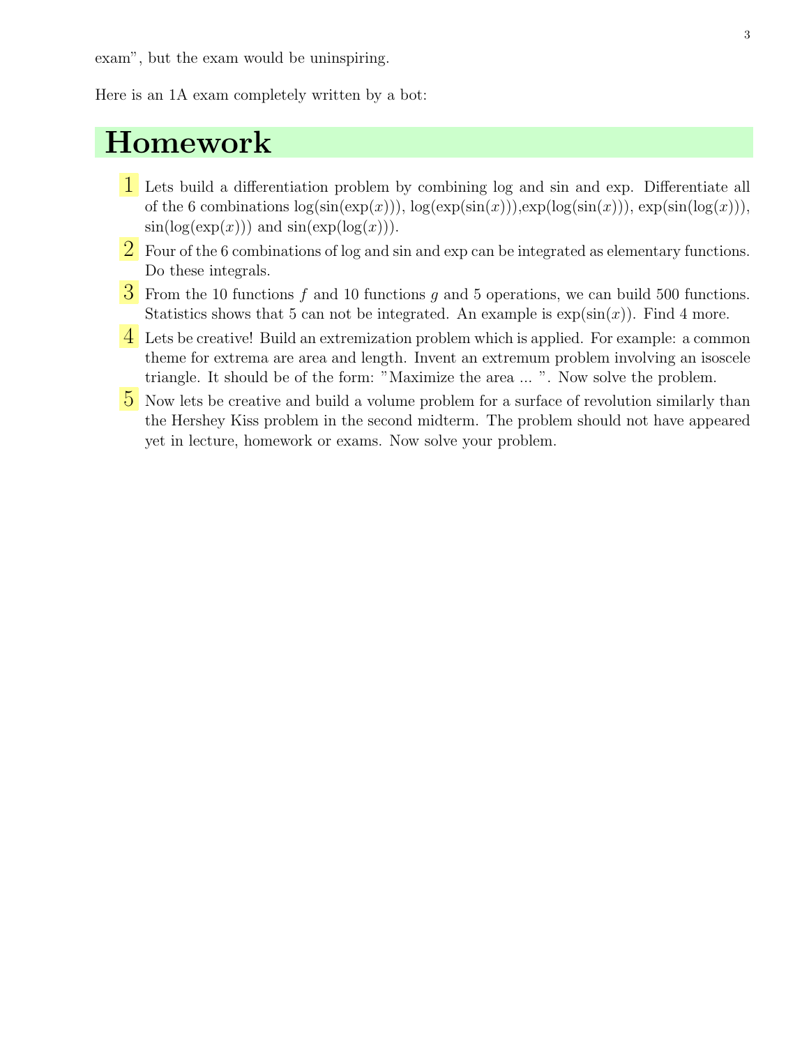exam", but the exam would be uninspiring.

Here is an 1A exam completely written by a bot:

# Homework

1. Lets build a differentiation problem by combining log and sin and exp. Differentiate all of the 6 combinations $\log(\sin(\exp(x)))$, $\log(\exp(\sin(x)))$,$\exp(\log(\sin(x)))$, $\exp(\sin(\log(x)))$, $\sin(\log(\exp(x)))$ and $\sin(\exp(\log(x)))$.
2. Four of the 6 combinations of log and sin and exp can be integrated as elementary functions. Do these integrals.
3. From the 10 functions $f$ and 10 functions $g$ and 5 operations, we can build 500 functions. Statistics shows that 5 can not be integrated. An example is $\exp(\sin(x))$. Find 4 more.
4. Lets be creative! Build an extremization problem which is applied. For example: a common theme for extrema are area and length. Invent an extremum problem involving an isoscele triangle. It should be of the form: "Maximize the area ... ". Now solve the problem.
5. Now lets be creative and build a volume problem for a surface of revolution similarly than the Hershey Kiss problem in the second midterm. The problem should not have appeared yet in lecture, homework or exams. Now solve your problem.